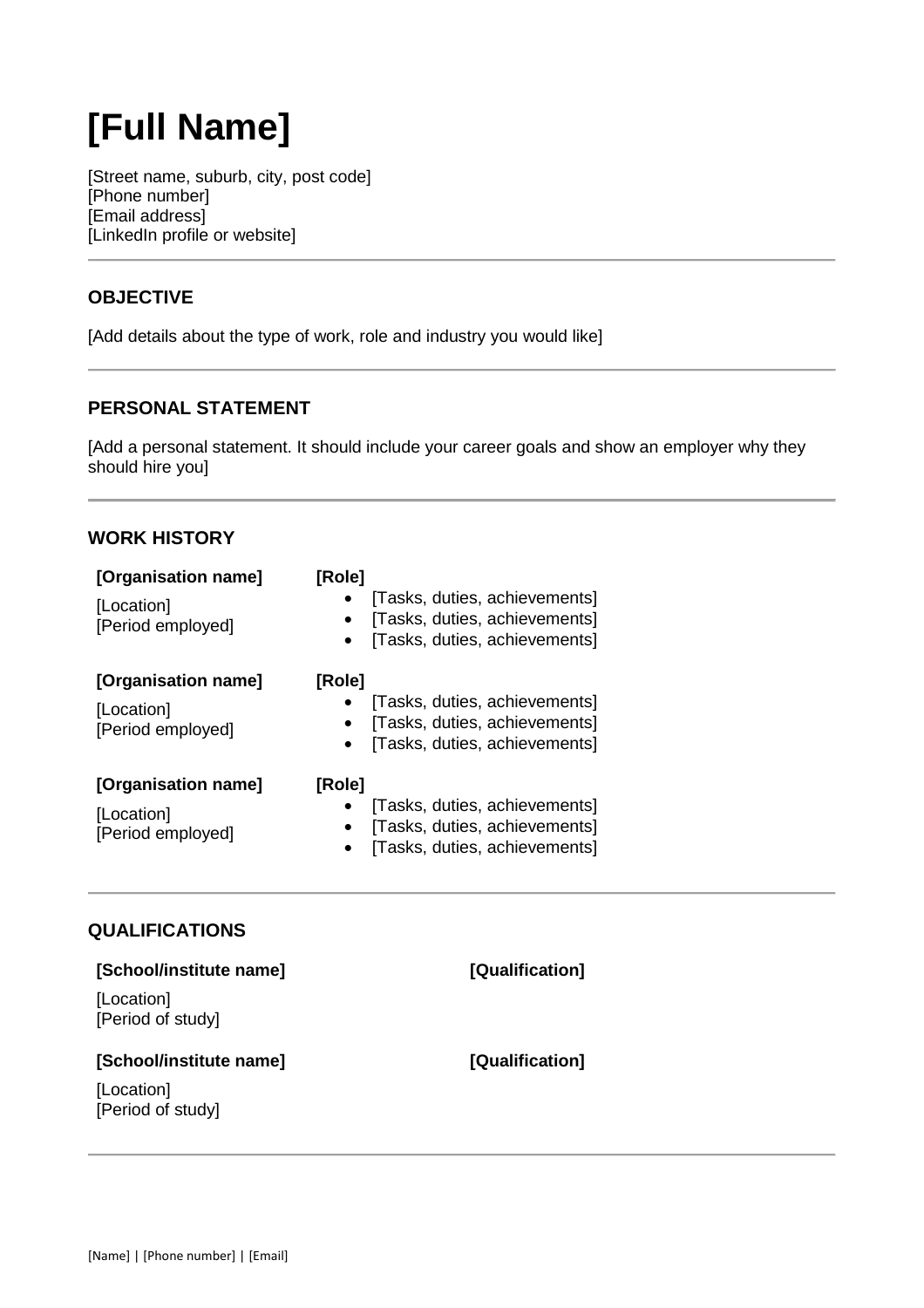# [Full Name]

[Street name, suburb, city, post code]
[Phone number]
[Email address]
[LinkedIn profile or website]

---

## OBJECTIVE

[Add details about the type of work, role and industry you would like]

---

## PERSONAL STATEMENT

[Add a personal statement. It should include your career goals and show an employer why they should hire you]

---

## WORK HISTORY

**[Organisation name]**
[Location]
[Period employed]

**[Role]**
- [Tasks, duties, achievements]
- [Tasks, duties, achievements]
- [Tasks, duties, achievements]

**[Organisation name]**
[Location]
[Period employed]

**[Role]**
- [Tasks, duties, achievements]
- [Tasks, duties, achievements]
- [Tasks, duties, achievements]

**[Organisation name]**
[Location]
[Period employed]

**[Role]**
- [Tasks, duties, achievements]
- [Tasks, duties, achievements]
- [Tasks, duties, achievements]

---

## QUALIFICATIONS

**[School/institute name]** — **[Qualification]**
[Location]
[Period of study]

**[School/institute name]** — **[Qualification]**
[Location]
[Period of study]

---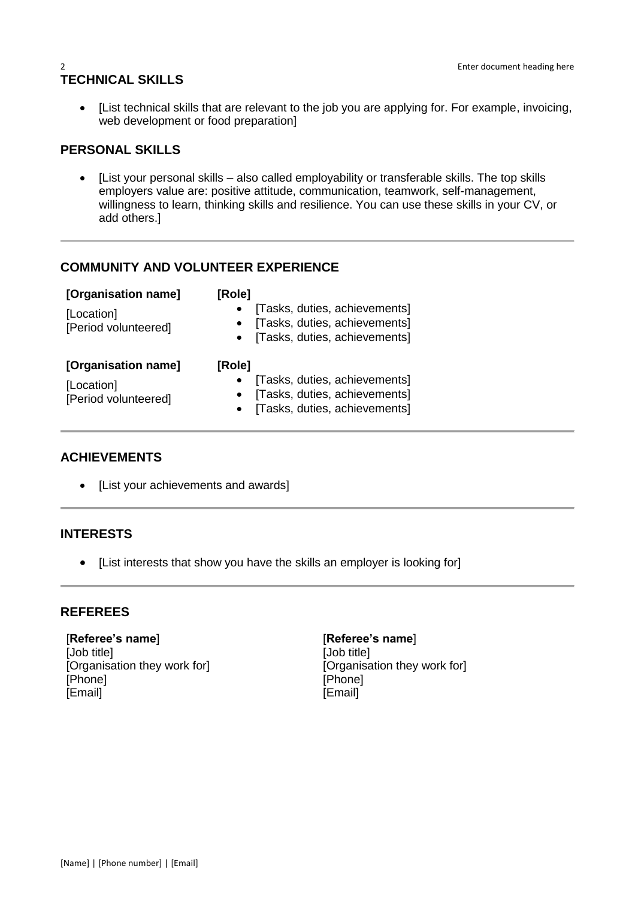## TECHNICAL SKILLS

- [List technical skills that are relevant to the job you are applying for. For example, invoicing, web development or food preparation]

## PERSONAL SKILLS

- [List your personal skills – also called employability or transferable skills. The top skills employers value are: positive attitude, communication, teamwork, self-management, willingness to learn, thinking skills and resilience. You can use these skills in your CV, or add others.]

---

## COMMUNITY AND VOLUNTEER EXPERIENCE

**[Organisation name]**
[Location]
[Period volunteered]

**[Role]**
- [Tasks, duties, achievements]
- [Tasks, duties, achievements]
- [Tasks, duties, achievements]

**[Organisation name]**
[Location]
[Period volunteered]

**[Role]**
- [Tasks, duties, achievements]
- [Tasks, duties, achievements]
- [Tasks, duties, achievements]

---

## ACHIEVEMENTS

- [List your achievements and awards]

---

## INTERESTS

- [List interests that show you have the skills an employer is looking for]

---

## REFEREES

[**Referee's name**]
[Job title]
[Organisation they work for]
[Phone]
[Email]

[**Referee's name**]
[Job title]
[Organisation they work for]
[Phone]
[Email]